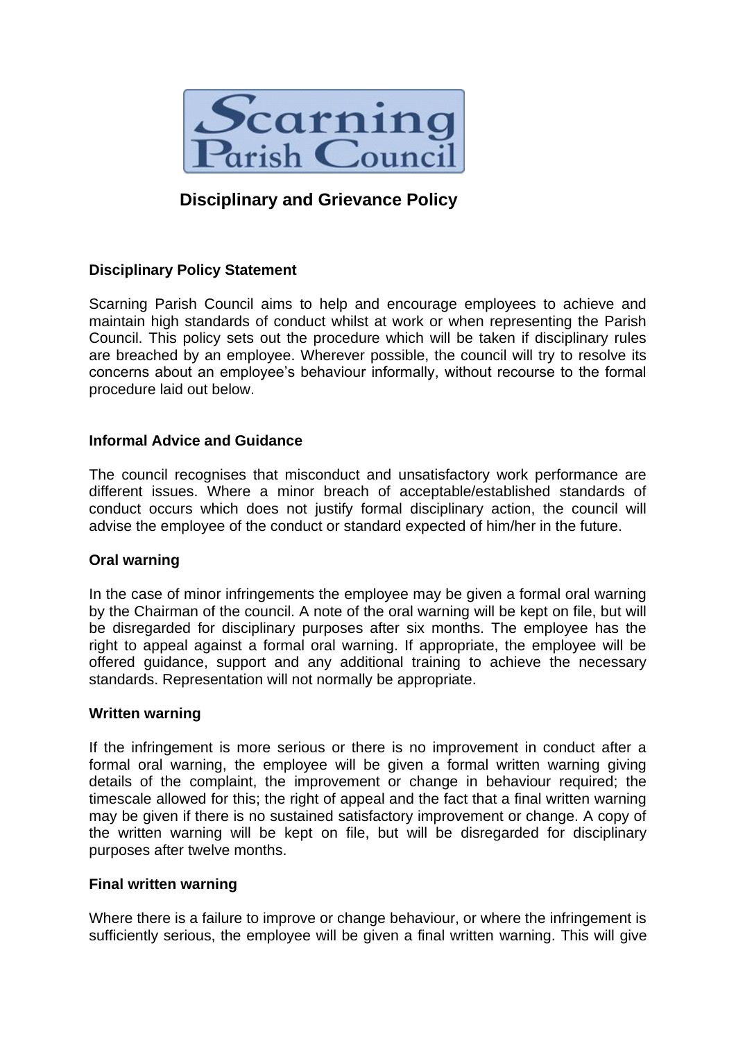Scarning Parish Council

# Disciplinary and Grievance Policy

**Disciplinary Policy Statement**

Scarning Parish Council aims to help and encourage employees to achieve and maintain high standards of conduct whilst at work or when representing the Parish Council. This policy sets out the procedure which will be taken if disciplinary rules are breached by an employee. Wherever possible, the council will try to resolve its concerns about an employee's behaviour informally, without recourse to the formal procedure laid out below.

**Informal Advice and Guidance**

The council recognises that misconduct and unsatisfactory work performance are different issues. Where a minor breach of acceptable/established standards of conduct occurs which does not justify formal disciplinary action, the council will advise the employee of the conduct or standard expected of him/her in the future.

**Oral warning**

In the case of minor infringements the employee may be given a formal oral warning by the Chairman of the council. A note of the oral warning will be kept on file, but will be disregarded for disciplinary purposes after six months. The employee has the right to appeal against a formal oral warning. If appropriate, the employee will be offered guidance, support and any additional training to achieve the necessary standards. Representation will not normally be appropriate.

**Written warning**

If the infringement is more serious or there is no improvement in conduct after a formal oral warning, the employee will be given a formal written warning giving details of the complaint, the improvement or change in behaviour required; the timescale allowed for this; the right of appeal and the fact that a final written warning may be given if there is no sustained satisfactory improvement or change. A copy of the written warning will be kept on file, but will be disregarded for disciplinary purposes after twelve months.

**Final written warning**

Where there is a failure to improve or change behaviour, or where the infringement is sufficiently serious, the employee will be given a final written warning. This will give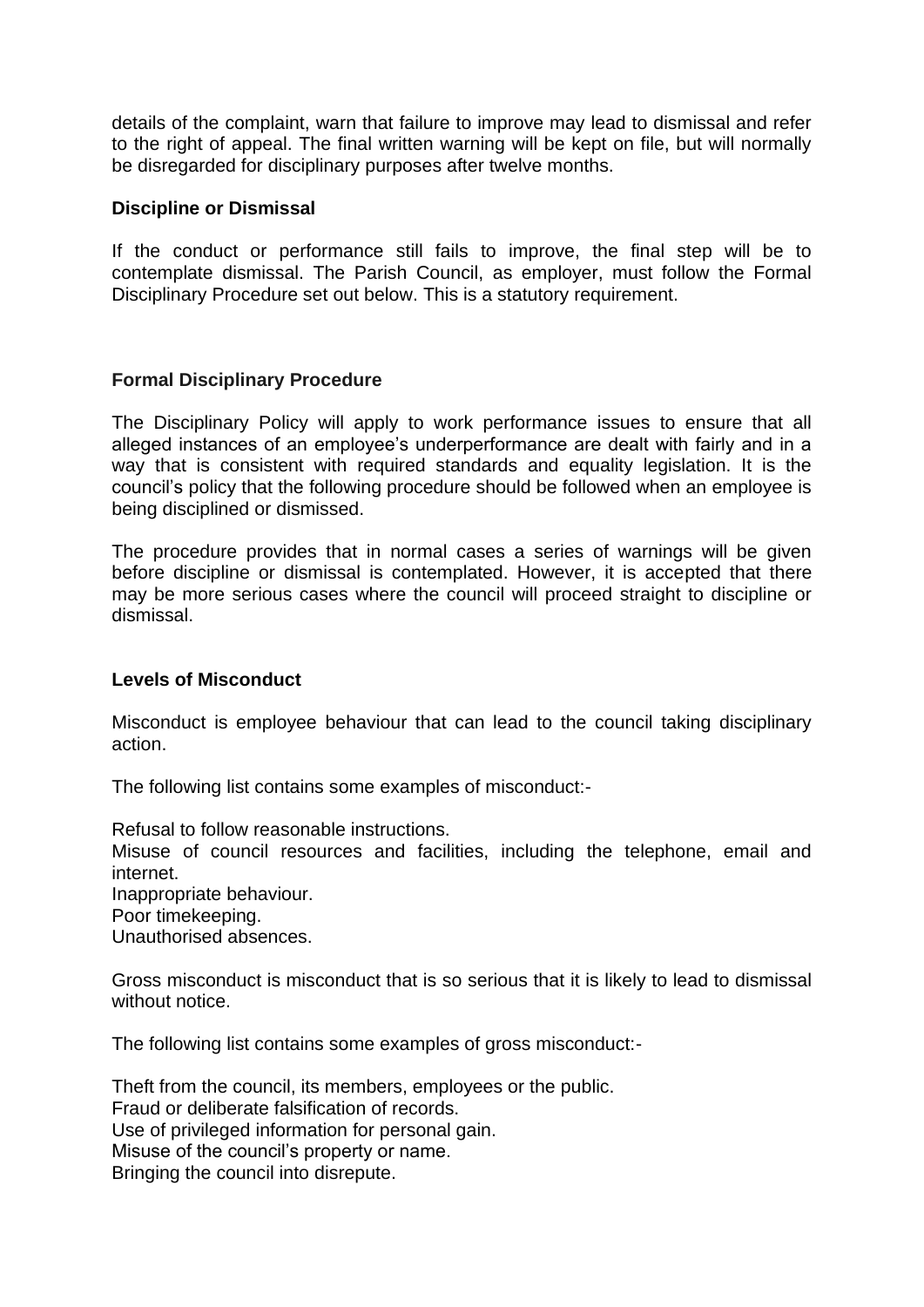details of the complaint, warn that failure to improve may lead to dismissal and refer to the right of appeal. The final written warning will be kept on file, but will normally be disregarded for disciplinary purposes after twelve months.

**Discipline or Dismissal**

If the conduct or performance still fails to improve, the final step will be to contemplate dismissal. The Parish Council, as employer, must follow the Formal Disciplinary Procedure set out below. This is a statutory requirement.

**Formal Disciplinary Procedure**

The Disciplinary Policy will apply to work performance issues to ensure that all alleged instances of an employee's underperformance are dealt with fairly and in a way that is consistent with required standards and equality legislation. It is the council's policy that the following procedure should be followed when an employee is being disciplined or dismissed.

The procedure provides that in normal cases a series of warnings will be given before discipline or dismissal is contemplated. However, it is accepted that there may be more serious cases where the council will proceed straight to discipline or dismissal.

**Levels of Misconduct**

Misconduct is employee behaviour that can lead to the council taking disciplinary action.

The following list contains some examples of misconduct:-

Refusal to follow reasonable instructions.
Misuse of council resources and facilities, including the telephone, email and internet.
Inappropriate behaviour.
Poor timekeeping.
Unauthorised absences.

Gross misconduct is misconduct that is so serious that it is likely to lead to dismissal without notice.

The following list contains some examples of gross misconduct:-

Theft from the council, its members, employees or the public.
Fraud or deliberate falsification of records.
Use of privileged information for personal gain.
Misuse of the council's property or name.
Bringing the council into disrepute.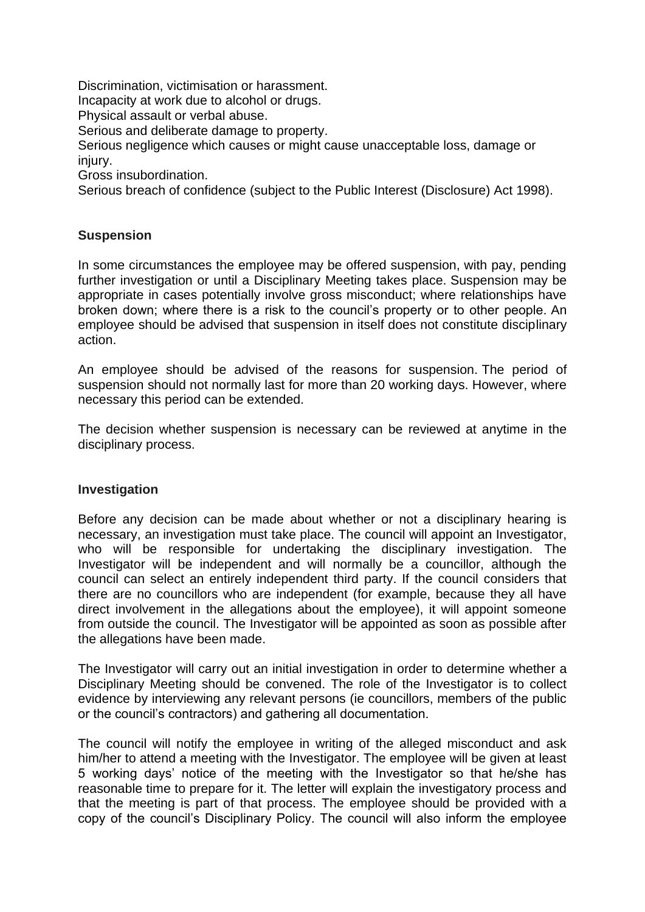Discrimination, victimisation or harassment.
Incapacity at work due to alcohol or drugs.
Physical assault or verbal abuse.
Serious and deliberate damage to property.
Serious negligence which causes or might cause unacceptable loss, damage or injury.
Gross insubordination.
Serious breach of confidence (subject to the Public Interest (Disclosure) Act 1998).

**Suspension**

In some circumstances the employee may be offered suspension, with pay, pending further investigation or until a Disciplinary Meeting takes place. Suspension may be appropriate in cases potentially involve gross misconduct; where relationships have broken down; where there is a risk to the council's property or to other people. An employee should be advised that suspension in itself does not constitute disciplinary action.

An employee should be advised of the reasons for suspension. The period of suspension should not normally last for more than 20 working days. However, where necessary this period can be extended.

The decision whether suspension is necessary can be reviewed at anytime in the disciplinary process.

**Investigation**

Before any decision can be made about whether or not a disciplinary hearing is necessary, an investigation must take place. The council will appoint an Investigator, who will be responsible for undertaking the disciplinary investigation. The Investigator will be independent and will normally be a councillor, although the council can select an entirely independent third party. If the council considers that there are no councillors who are independent (for example, because they all have direct involvement in the allegations about the employee), it will appoint someone from outside the council. The Investigator will be appointed as soon as possible after the allegations have been made.

The Investigator will carry out an initial investigation in order to determine whether a Disciplinary Meeting should be convened. The role of the Investigator is to collect evidence by interviewing any relevant persons (ie councillors, members of the public or the council's contractors) and gathering all documentation.

The council will notify the employee in writing of the alleged misconduct and ask him/her to attend a meeting with the Investigator. The employee will be given at least 5 working days' notice of the meeting with the Investigator so that he/she has reasonable time to prepare for it. The letter will explain the investigatory process and that the meeting is part of that process. The employee should be provided with a copy of the council's Disciplinary Policy. The council will also inform the employee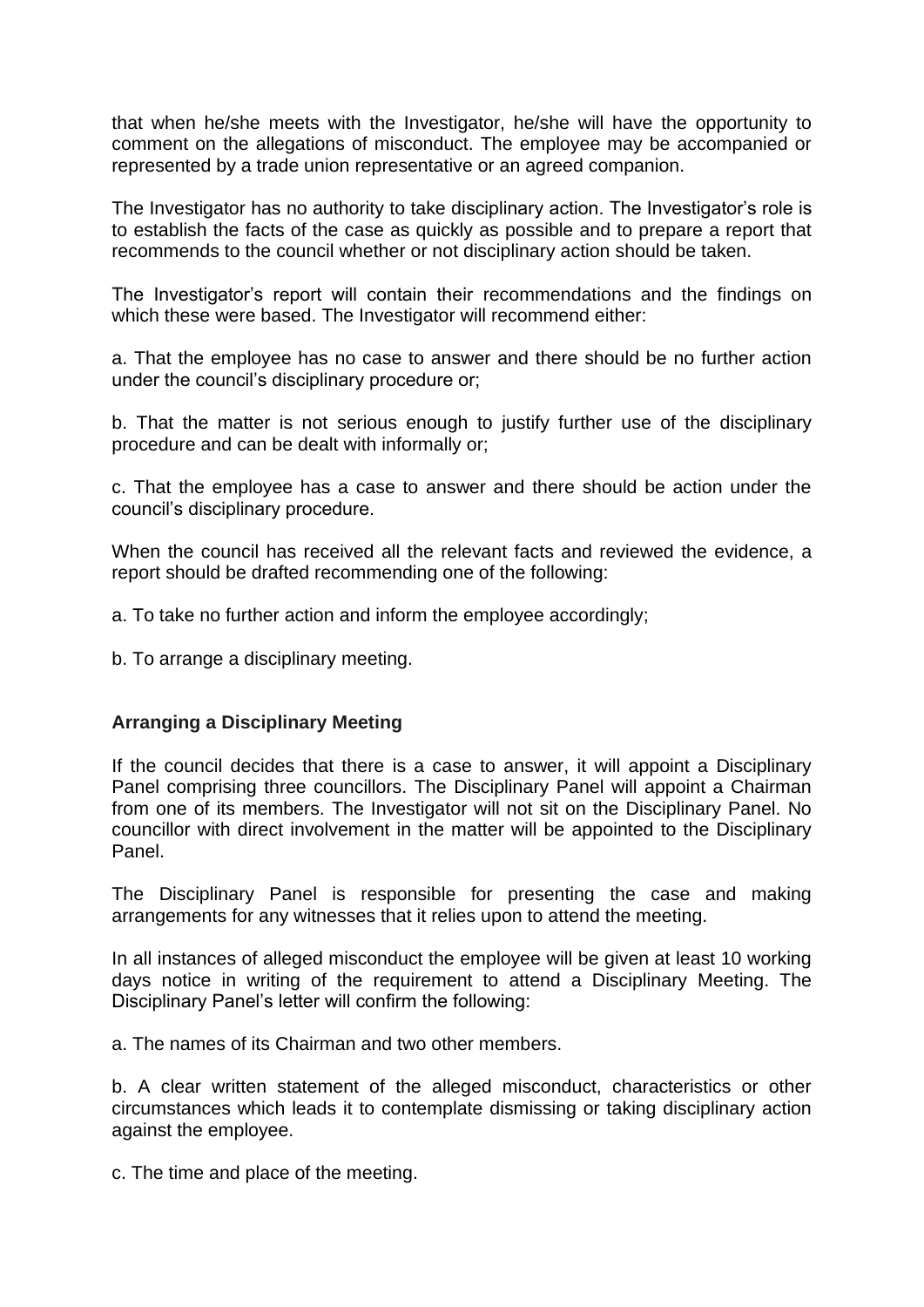that when he/she meets with the Investigator, he/she will have the opportunity to comment on the allegations of misconduct. The employee may be accompanied or represented by a trade union representative or an agreed companion.

The Investigator has no authority to take disciplinary action. The Investigator's role is to establish the facts of the case as quickly as possible and to prepare a report that recommends to the council whether or not disciplinary action should be taken.

The Investigator's report will contain their recommendations and the findings on which these were based. The Investigator will recommend either:

a. That the employee has no case to answer and there should be no further action under the council's disciplinary procedure or;

b. That the matter is not serious enough to justify further use of the disciplinary procedure and can be dealt with informally or;

c. That the employee has a case to answer and there should be action under the council's disciplinary procedure.

When the council has received all the relevant facts and reviewed the evidence, a report should be drafted recommending one of the following:

a. To take no further action and inform the employee accordingly;

b. To arrange a disciplinary meeting.

**Arranging a Disciplinary Meeting**

If the council decides that there is a case to answer, it will appoint a Disciplinary Panel comprising three councillors. The Disciplinary Panel will appoint a Chairman from one of its members. The Investigator will not sit on the Disciplinary Panel. No councillor with direct involvement in the matter will be appointed to the Disciplinary Panel.

The Disciplinary Panel is responsible for presenting the case and making arrangements for any witnesses that it relies upon to attend the meeting.

In all instances of alleged misconduct the employee will be given at least 10 working days notice in writing of the requirement to attend a Disciplinary Meeting. The Disciplinary Panel's letter will confirm the following:

a. The names of its Chairman and two other members.

b. A clear written statement of the alleged misconduct, characteristics or other circumstances which leads it to contemplate dismissing or taking disciplinary action against the employee.

c. The time and place of the meeting.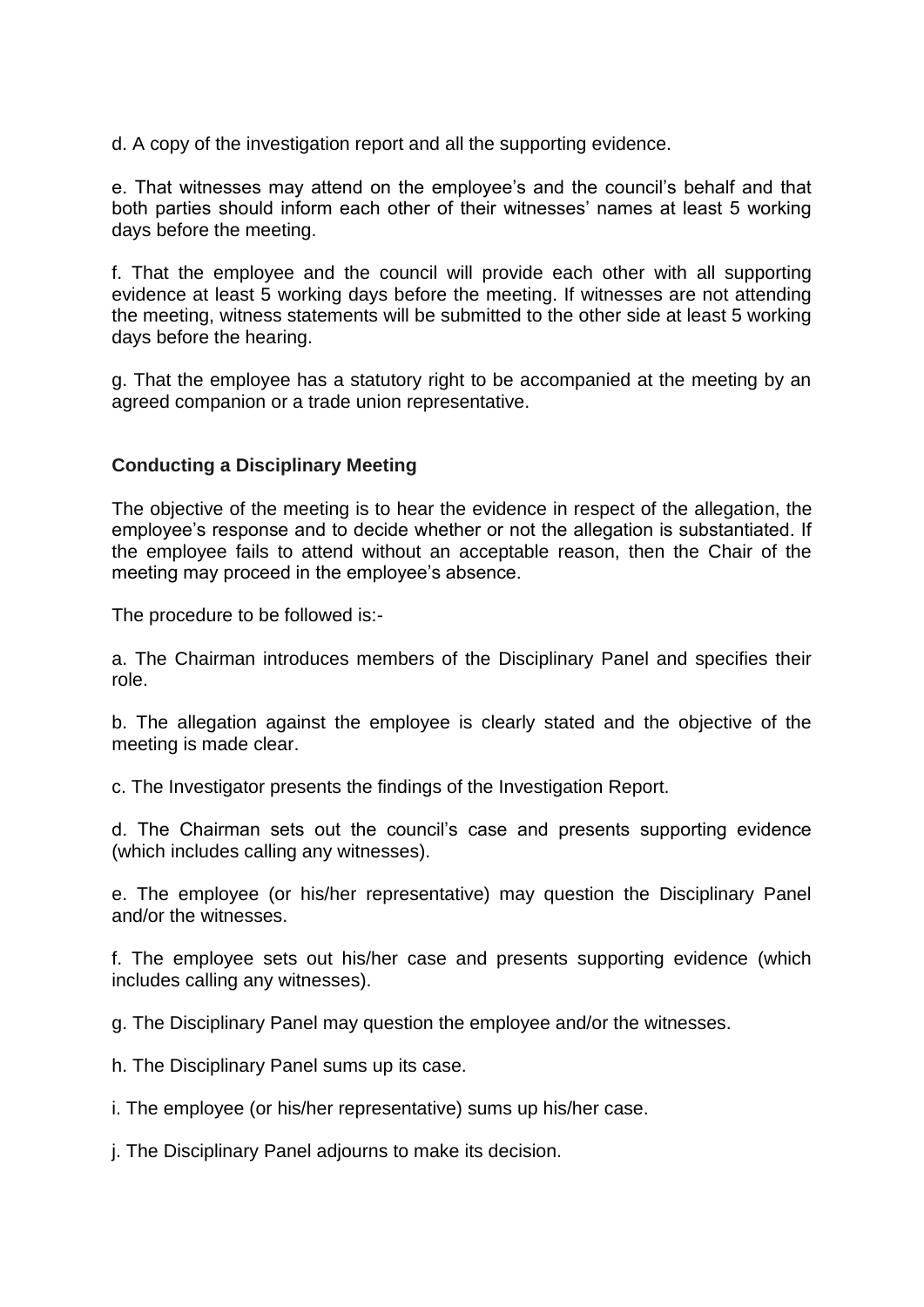d. A copy of the investigation report and all the supporting evidence.

e. That witnesses may attend on the employee's and the council's behalf and that both parties should inform each other of their witnesses' names at least 5 working days before the meeting.

f. That the employee and the council will provide each other with all supporting evidence at least 5 working days before the meeting. If witnesses are not attending the meeting, witness statements will be submitted to the other side at least 5 working days before the hearing.

g. That the employee has a statutory right to be accompanied at the meeting by an agreed companion or a trade union representative.

**Conducting a Disciplinary Meeting**

The objective of the meeting is to hear the evidence in respect of the allegation, the employee's response and to decide whether or not the allegation is substantiated. If the employee fails to attend without an acceptable reason, then the Chair of the meeting may proceed in the employee's absence.

The procedure to be followed is:-

a. The Chairman introduces members of the Disciplinary Panel and specifies their role.

b. The allegation against the employee is clearly stated and the objective of the meeting is made clear.

c. The Investigator presents the findings of the Investigation Report.

d. The Chairman sets out the council's case and presents supporting evidence (which includes calling any witnesses).

e. The employee (or his/her representative) may question the Disciplinary Panel and/or the witnesses.

f. The employee sets out his/her case and presents supporting evidence (which includes calling any witnesses).

g. The Disciplinary Panel may question the employee and/or the witnesses.

h. The Disciplinary Panel sums up its case.

i. The employee (or his/her representative) sums up his/her case.

j. The Disciplinary Panel adjourns to make its decision.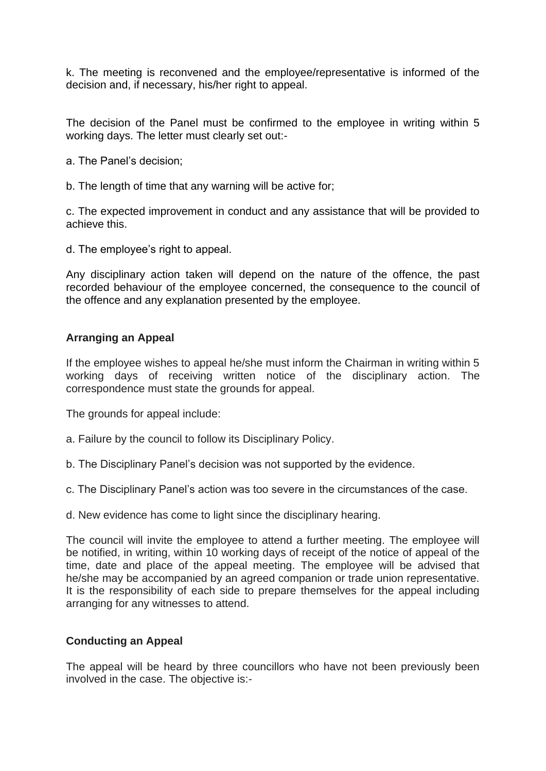k. The meeting is reconvened and the employee/representative is informed of the decision and, if necessary, his/her right to appeal.

The decision of the Panel must be confirmed to the employee in writing within 5 working days. The letter must clearly set out:-

a. The Panel's decision;

b. The length of time that any warning will be active for;

c. The expected improvement in conduct and any assistance that will be provided to achieve this.

d. The employee's right to appeal.

Any disciplinary action taken will depend on the nature of the offence, the past recorded behaviour of the employee concerned, the consequence to the council of the offence and any explanation presented by the employee.

### Arranging an Appeal

If the employee wishes to appeal he/she must inform the Chairman in writing within 5 working days of receiving written notice of the disciplinary action. The correspondence must state the grounds for appeal.

The grounds for appeal include:

a. Failure by the council to follow its Disciplinary Policy.

b. The Disciplinary Panel's decision was not supported by the evidence.

c. The Disciplinary Panel's action was too severe in the circumstances of the case.

d. New evidence has come to light since the disciplinary hearing.

The council will invite the employee to attend a further meeting. The employee will be notified, in writing, within 10 working days of receipt of the notice of appeal of the time, date and place of the appeal meeting. The employee will be advised that he/she may be accompanied by an agreed companion or trade union representative. It is the responsibility of each side to prepare themselves for the appeal including arranging for any witnesses to attend.

### Conducting an Appeal

The appeal will be heard by three councillors who have not been previously been involved in the case. The objective is:-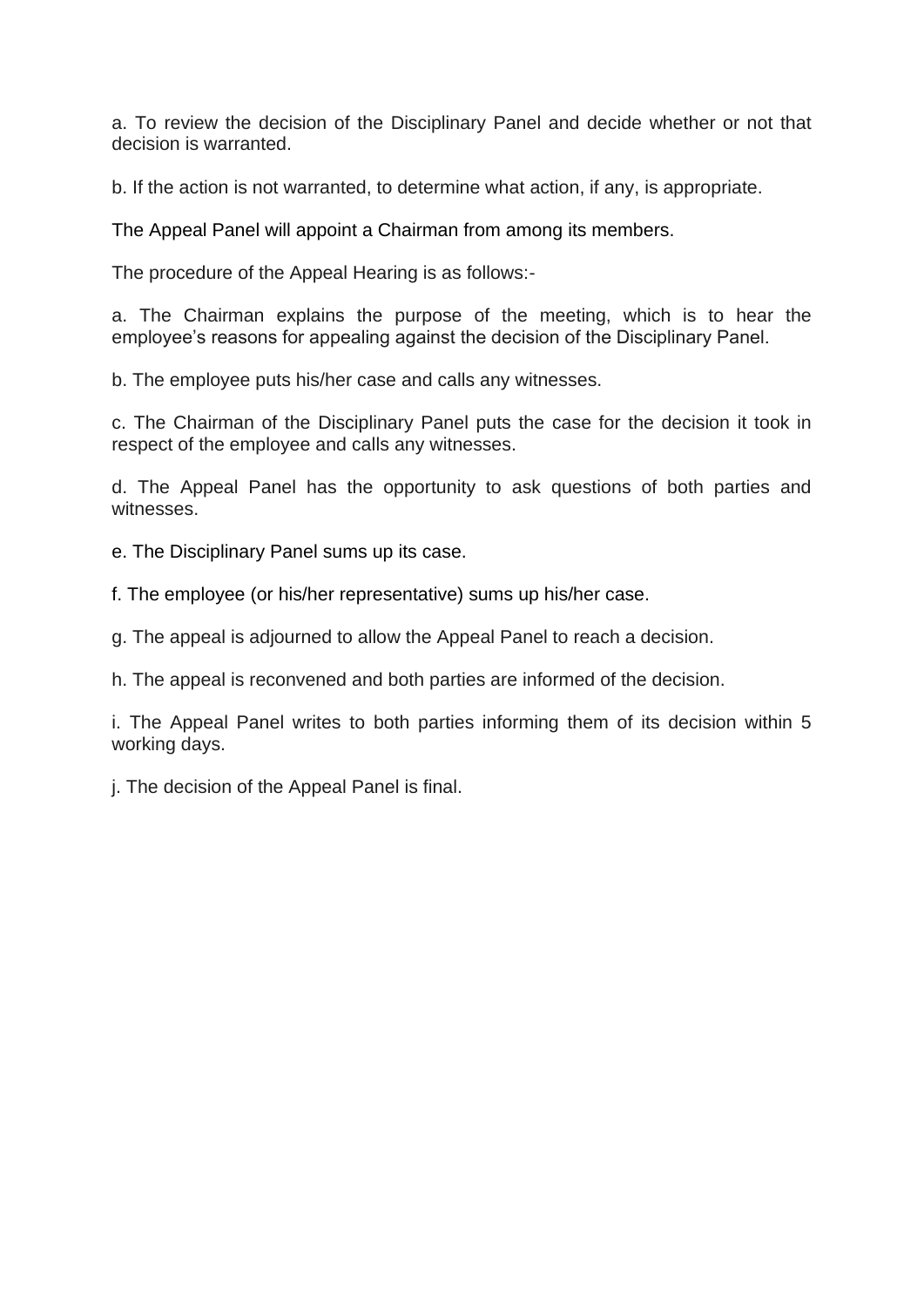a. To review the decision of the Disciplinary Panel and decide whether or not that decision is warranted.

b. If the action is not warranted, to determine what action, if any, is appropriate.

The Appeal Panel will appoint a Chairman from among its members.

The procedure of the Appeal Hearing is as follows:-

a. The Chairman explains the purpose of the meeting, which is to hear the employee's reasons for appealing against the decision of the Disciplinary Panel.

b. The employee puts his/her case and calls any witnesses.

c. The Chairman of the Disciplinary Panel puts the case for the decision it took in respect of the employee and calls any witnesses.

d. The Appeal Panel has the opportunity to ask questions of both parties and witnesses.

e. The Disciplinary Panel sums up its case.

f. The employee (or his/her representative) sums up his/her case.

g. The appeal is adjourned to allow the Appeal Panel to reach a decision.

h. The appeal is reconvened and both parties are informed of the decision.

i. The Appeal Panel writes to both parties informing them of its decision within 5 working days.

j. The decision of the Appeal Panel is final.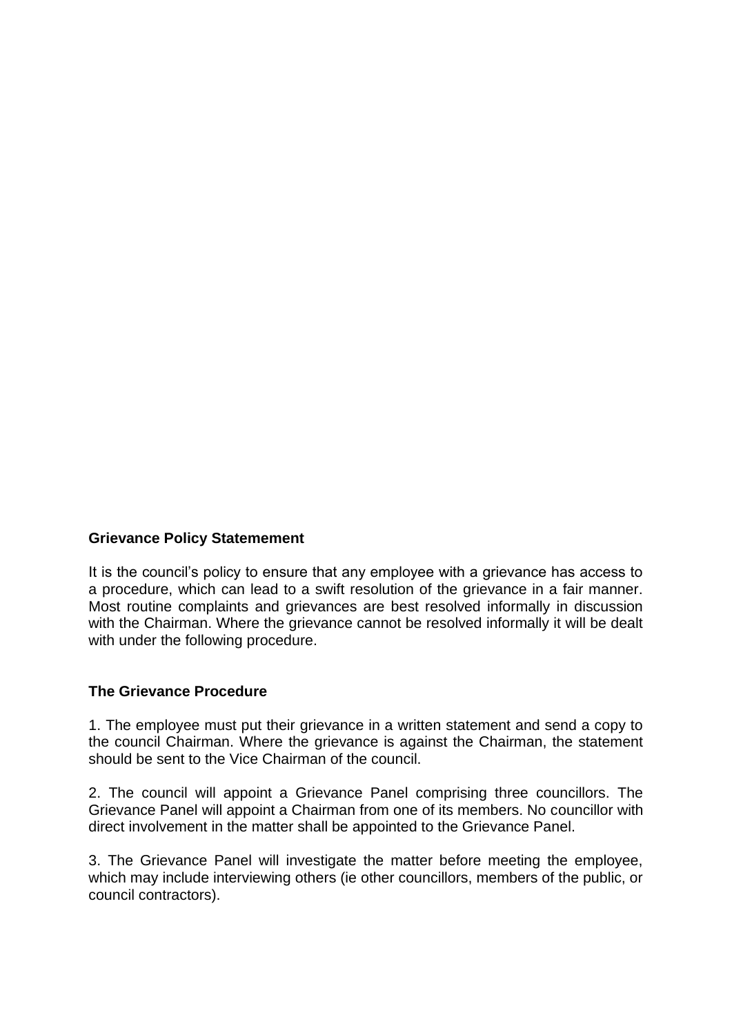**Grievance Policy Statemement**

It is the council's policy to ensure that any employee with a grievance has access to a procedure, which can lead to a swift resolution of the grievance in a fair manner. Most routine complaints and grievances are best resolved informally in discussion with the Chairman. Where the grievance cannot be resolved informally it will be dealt with under the following procedure.

**The Grievance Procedure**

1. The employee must put their grievance in a written statement and send a copy to the council Chairman. Where the grievance is against the Chairman, the statement should be sent to the Vice Chairman of the council.

2. The council will appoint a Grievance Panel comprising three councillors. The Grievance Panel will appoint a Chairman from one of its members. No councillor with direct involvement in the matter shall be appointed to the Grievance Panel.

3. The Grievance Panel will investigate the matter before meeting the employee, which may include interviewing others (ie other councillors, members of the public, or council contractors).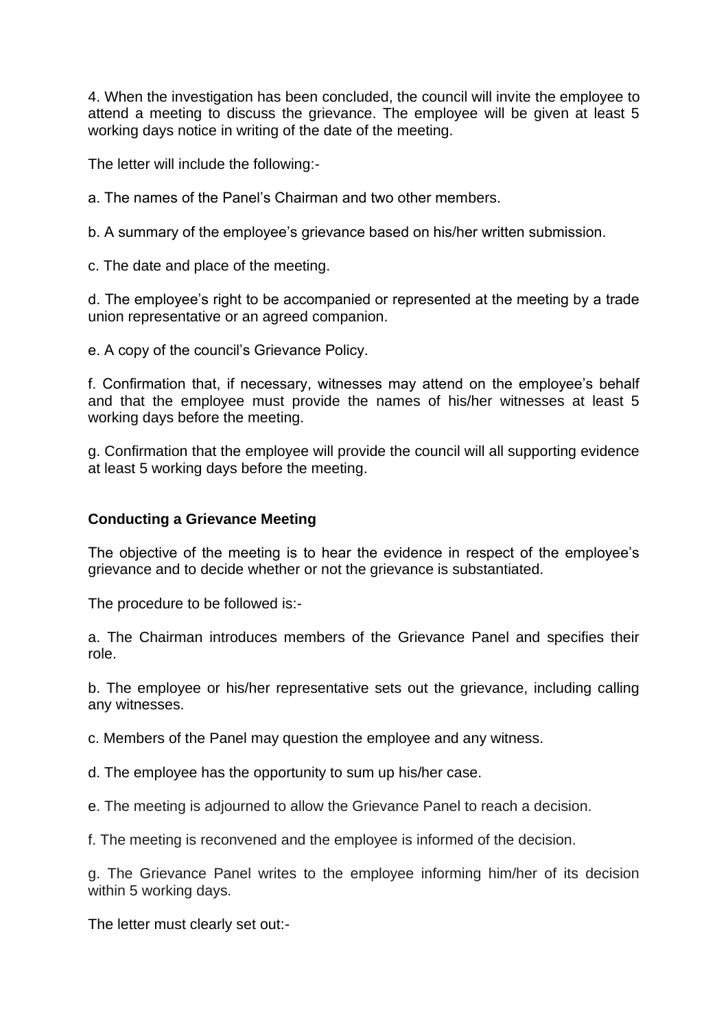4. When the investigation has been concluded, the council will invite the employee to attend a meeting to discuss the grievance. The employee will be given at least 5 working days notice in writing of the date of the meeting.

The letter will include the following:-

a. The names of the Panel's Chairman and two other members.

b. A summary of the employee's grievance based on his/her written submission.

c. The date and place of the meeting.

d. The employee's right to be accompanied or represented at the meeting by a trade union representative or an agreed companion.

e. A copy of the council's Grievance Policy.

f. Confirmation that, if necessary, witnesses may attend on the employee's behalf and that the employee must provide the names of his/her witnesses at least 5 working days before the meeting.

g. Confirmation that the employee will provide the council will all supporting evidence at least 5 working days before the meeting.

**Conducting a Grievance Meeting**

The objective of the meeting is to hear the evidence in respect of the employee's grievance and to decide whether or not the grievance is substantiated.

The procedure to be followed is:-

a. The Chairman introduces members of the Grievance Panel and specifies their role.

b. The employee or his/her representative sets out the grievance, including calling any witnesses.

c. Members of the Panel may question the employee and any witness.

d. The employee has the opportunity to sum up his/her case.

e. The meeting is adjourned to allow the Grievance Panel to reach a decision.

f. The meeting is reconvened and the employee is informed of the decision.

g. The Grievance Panel writes to the employee informing him/her of its decision within 5 working days.

The letter must clearly set out:-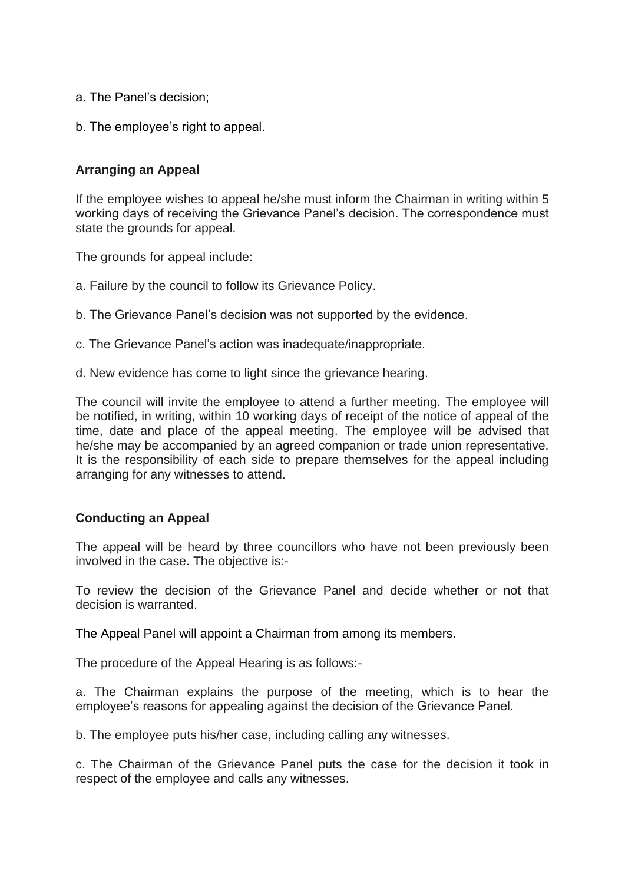a. The Panel's decision;

b. The employee's right to appeal.

### Arranging an Appeal

If the employee wishes to appeal he/she must inform the Chairman in writing within 5 working days of receiving the Grievance Panel's decision. The correspondence must state the grounds for appeal.

The grounds for appeal include:

a. Failure by the council to follow its Grievance Policy.

b. The Grievance Panel's decision was not supported by the evidence.

c. The Grievance Panel's action was inadequate/inappropriate.

d. New evidence has come to light since the grievance hearing.

The council will invite the employee to attend a further meeting. The employee will be notified, in writing, within 10 working days of receipt of the notice of appeal of the time, date and place of the appeal meeting. The employee will be advised that he/she may be accompanied by an agreed companion or trade union representative. It is the responsibility of each side to prepare themselves for the appeal including arranging for any witnesses to attend.

### Conducting an Appeal

The appeal will be heard by three councillors who have not been previously been involved in the case. The objective is:-

To review the decision of the Grievance Panel and decide whether or not that decision is warranted.

The Appeal Panel will appoint a Chairman from among its members.

The procedure of the Appeal Hearing is as follows:-

a. The Chairman explains the purpose of the meeting, which is to hear the employee's reasons for appealing against the decision of the Grievance Panel.

b. The employee puts his/her case, including calling any witnesses.

c. The Chairman of the Grievance Panel puts the case for the decision it took in respect of the employee and calls any witnesses.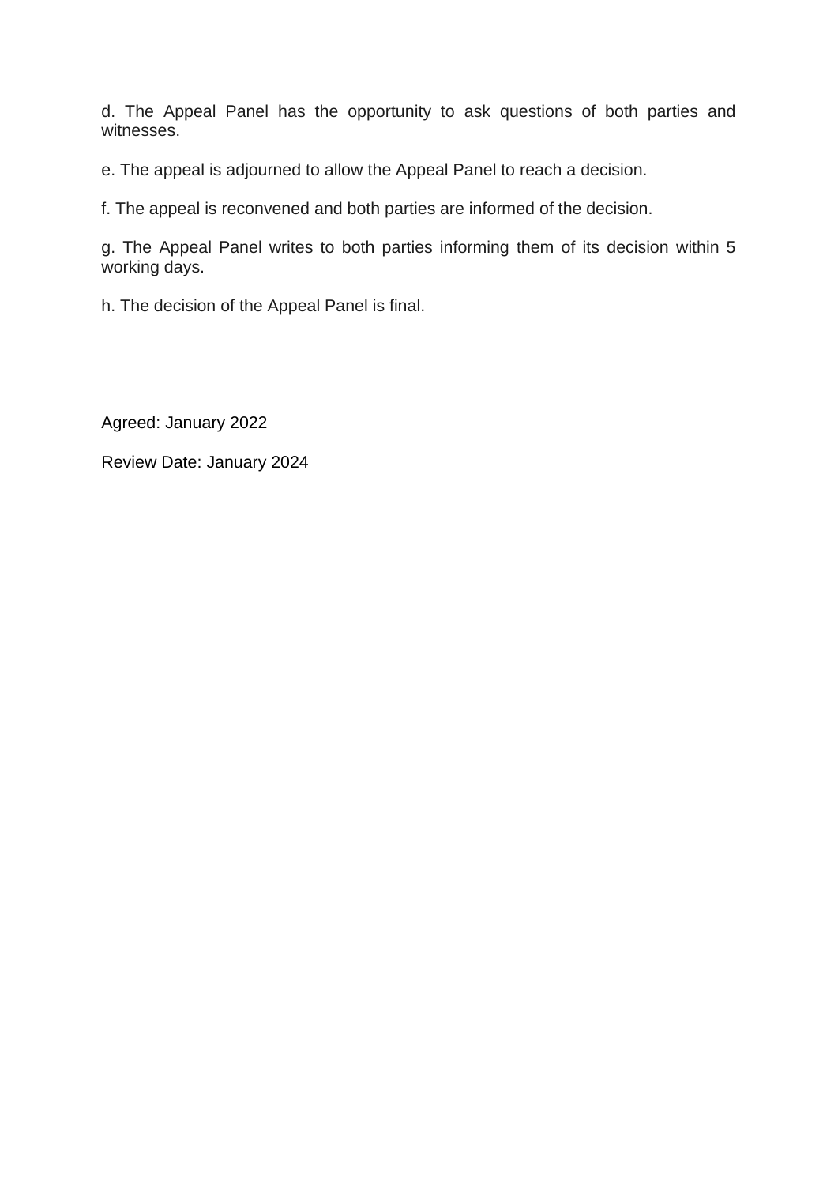d. The Appeal Panel has the opportunity to ask questions of both parties and witnesses.

e. The appeal is adjourned to allow the Appeal Panel to reach a decision.

f. The appeal is reconvened and both parties are informed of the decision.

g. The Appeal Panel writes to both parties informing them of its decision within 5 working days.

h. The decision of the Appeal Panel is final.

Agreed: January 2022

Review Date: January 2024